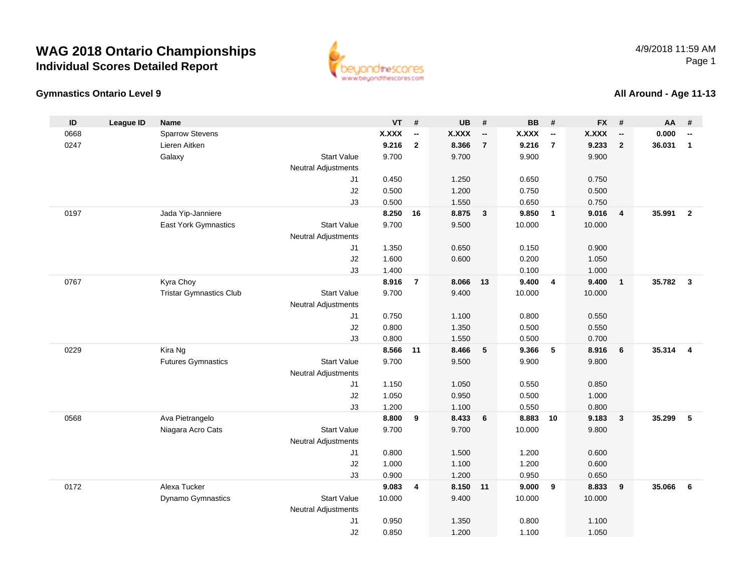# WAG 2018 Ontario Championships

## Individual Scores Detailed Report

4/9/2018 11:59 AM

### Gymnastics Ontario Level 9

### All Around - Age 11-13

| ID | League ID | Name | | VT | # | UB | # | BB | # | FX | # | AA | # |
|---|---|---|---|---|---|---|---|---|---|---|---|---|---|
| 0668 | | Sparrow Stevens | | **X.XXX** | **--** | **X.XXX** | **--** | **X.XXX** | **--** | **X.XXX** | **--** | **0.000** | **--** |
| 0247 | | Lieren Aitken | | **9.216** | **2** | **8.366** | **7** | **9.216** | **7** | **9.233** | **2** | **36.031** | **1** |
| | | Galaxy | Start Value | 9.700 | | 9.700 | | 9.900 | | 9.900 | | | |
| | | | Neutral Adjustments | | | | | | | | | | |
| | | | J1 | 0.450 | | 1.250 | | 0.650 | | 0.750 | | | |
| | | | J2 | 0.500 | | 1.200 | | 0.750 | | 0.500 | | | |
| | | | J3 | 0.500 | | 1.550 | | 0.650 | | 0.750 | | | |
| 0197 | | Jada Yip-Janniere | | **8.250** | **16** | **8.875** | **3** | **9.850** | **1** | **9.016** | **4** | **35.991** | **2** |
| | | East York Gymnastics | Start Value | 9.700 | | 9.500 | | 10.000 | | 10.000 | | | |
| | | | Neutral Adjustments | | | | | | | | | | |
| | | | J1 | 1.350 | | 0.650 | | 0.150 | | 0.900 | | | |
| | | | J2 | 1.600 | | 0.600 | | 0.200 | | 1.050 | | | |
| | | | J3 | 1.400 | | | | 0.100 | | 1.000 | | | |
| 0767 | | Kyra Choy | | **8.916** | **7** | **8.066** | **13** | **9.400** | **4** | **9.400** | **1** | **35.782** | **3** |
| | | Tristar Gymnastics Club | Start Value | 9.700 | | 9.400 | | 10.000 | | 10.000 | | | |
| | | | Neutral Adjustments | | | | | | | | | | |
| | | | J1 | 0.750 | | 1.100 | | 0.800 | | 0.550 | | | |
| | | | J2 | 0.800 | | 1.350 | | 0.500 | | 0.550 | | | |
| | | | J3 | 0.800 | | 1.550 | | 0.500 | | 0.700 | | | |
| 0229 | | Kira Ng | | **8.566** | **11** | **8.466** | **5** | **9.366** | **5** | **8.916** | **6** | **35.314** | **4** |
| | | Futures Gymnastics | Start Value | 9.700 | | 9.500 | | 9.900 | | 9.800 | | | |
| | | | Neutral Adjustments | | | | | | | | | | |
| | | | J1 | 1.150 | | 1.050 | | 0.550 | | 0.850 | | | |
| | | | J2 | 1.050 | | 0.950 | | 0.500 | | 1.000 | | | |
| | | | J3 | 1.200 | | 1.100 | | 0.550 | | 0.800 | | | |
| 0568 | | Ava Pietrangelo | | **8.800** | **9** | **8.433** | **6** | **8.883** | **10** | **9.183** | **3** | **35.299** | **5** |
| | | Niagara Acro Cats | Start Value | 9.700 | | 9.700 | | 10.000 | | 9.800 | | | |
| | | | Neutral Adjustments | | | | | | | | | | |
| | | | J1 | 0.800 | | 1.500 | | 1.200 | | 0.600 | | | |
| | | | J2 | 1.000 | | 1.100 | | 1.200 | | 0.600 | | | |
| | | | J3 | 0.900 | | 1.200 | | 0.950 | | 0.650 | | | |
| 0172 | | Alexa Tucker | | **9.083** | **4** | **8.150** | **11** | **9.000** | **9** | **8.833** | **9** | **35.066** | **6** |
| | | Dynamo Gymnastics | Start Value | 10.000 | | 9.400 | | 10.000 | | 10.000 | | | |
| | | | Neutral Adjustments | | | | | | | | | | |
| | | | J1 | 0.950 | | 1.350 | | 0.800 | | 1.100 | | | |
| | | | J2 | 0.850 | | 1.200 | | 1.100 | | 1.050 | | | |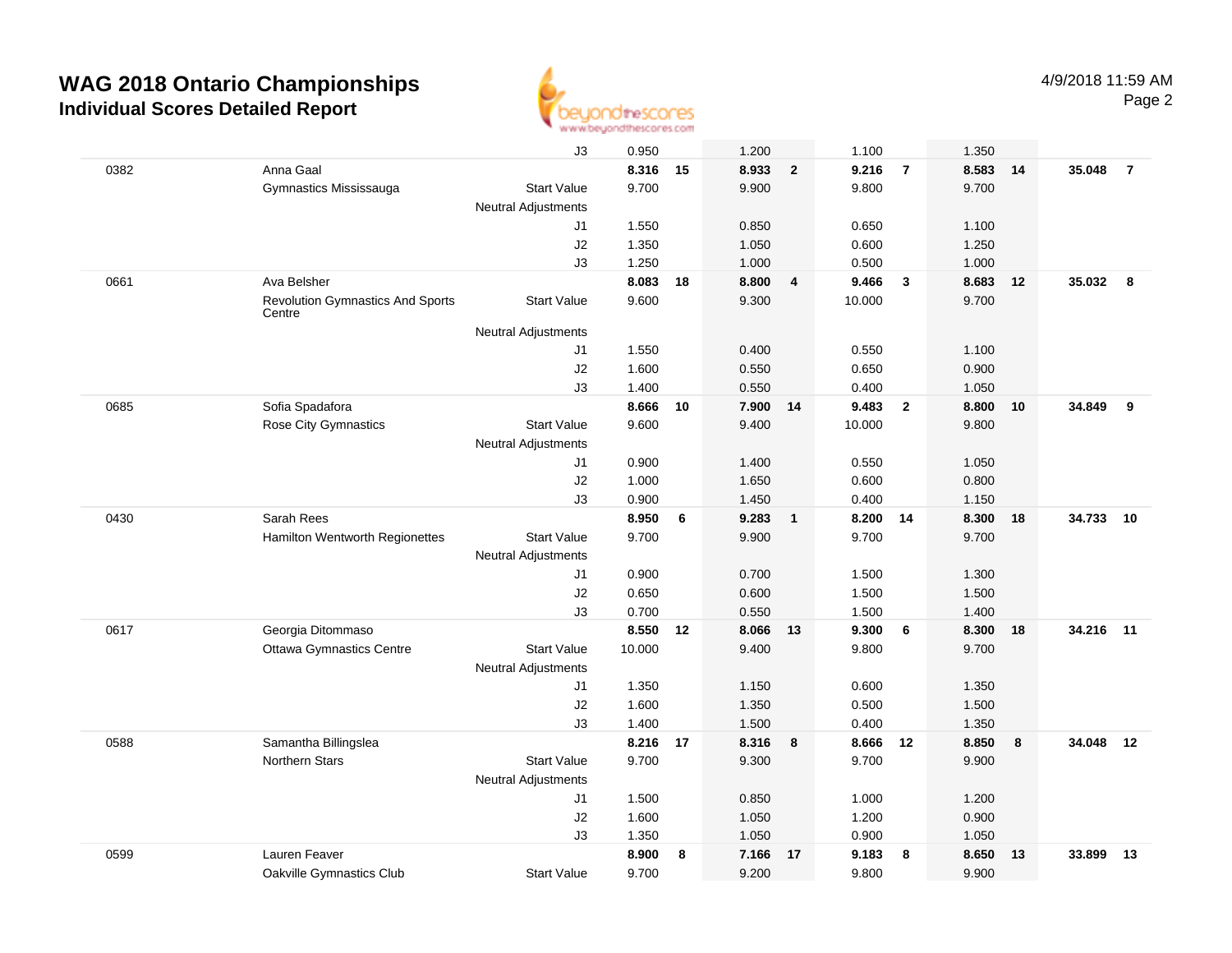# WAG 2018 Ontario Championships
## Individual Scores Detailed Report

4/9/2018 11:59 AM

| | | | | | | | | | | | | |
|---|---|---|---|---|---|---|---|---|---|---|---|---|
| | | J3 | 0.950 | | 1.200 | | 1.100 | | 1.350 | | | |
| 0382 | Anna Gaal | | **8.316** | **15** | **8.933** | **2** | **9.216** | **7** | **8.583** | **14** | **35.048** | **7** |
| | Gymnastics Mississauga | Start Value | 9.700 | | 9.900 | | 9.800 | | 9.700 | | | |
| | | Neutral Adjustments | | | | | | | | | | |
| | | J1 | 1.550 | | 0.850 | | 0.650 | | 1.100 | | | |
| | | J2 | 1.350 | | 1.050 | | 0.600 | | 1.250 | | | |
| | | J3 | 1.250 | | 1.000 | | 0.500 | | 1.000 | | | |
| 0661 | Ava Belsher | | **8.083** | **18** | **8.800** | **4** | **9.466** | **3** | **8.683** | **12** | **35.032** | **8** |
| | Revolution Gymnastics And Sports Centre | Start Value | 9.600 | | 9.300 | | 10.000 | | 9.700 | | | |
| | | Neutral Adjustments | | | | | | | | | | |
| | | J1 | 1.550 | | 0.400 | | 0.550 | | 1.100 | | | |
| | | J2 | 1.600 | | 0.550 | | 0.650 | | 0.900 | | | |
| | | J3 | 1.400 | | 0.550 | | 0.400 | | 1.050 | | | |
| 0685 | Sofia Spadafora | | **8.666** | **10** | **7.900** | **14** | **9.483** | **2** | **8.800** | **10** | **34.849** | **9** |
| | Rose City Gymnastics | Start Value | 9.600 | | 9.400 | | 10.000 | | 9.800 | | | |
| | | Neutral Adjustments | | | | | | | | | | |
| | | J1 | 0.900 | | 1.400 | | 0.550 | | 1.050 | | | |
| | | J2 | 1.000 | | 1.650 | | 0.600 | | 0.800 | | | |
| | | J3 | 0.900 | | 1.450 | | 0.400 | | 1.150 | | | |
| 0430 | Sarah Rees | | **8.950** | **6** | **9.283** | **1** | **8.200** | **14** | **8.300** | **18** | **34.733** | **10** |
| | Hamilton Wentworth Regionettes | Start Value | 9.700 | | 9.900 | | 9.700 | | 9.700 | | | |
| | | Neutral Adjustments | | | | | | | | | | |
| | | J1 | 0.900 | | 0.700 | | 1.500 | | 1.300 | | | |
| | | J2 | 0.650 | | 0.600 | | 1.500 | | 1.500 | | | |
| | | J3 | 0.700 | | 0.550 | | 1.500 | | 1.400 | | | |
| 0617 | Georgia Ditommaso | | **8.550** | **12** | **8.066** | **13** | **9.300** | **6** | **8.300** | **18** | **34.216** | **11** |
| | Ottawa Gymnastics Centre | Start Value | 10.000 | | 9.400 | | 9.800 | | 9.700 | | | |
| | | Neutral Adjustments | | | | | | | | | | |
| | | J1 | 1.350 | | 1.150 | | 0.600 | | 1.350 | | | |
| | | J2 | 1.600 | | 1.350 | | 0.500 | | 1.500 | | | |
| | | J3 | 1.400 | | 1.500 | | 0.400 | | 1.350 | | | |
| 0588 | Samantha Billingslea | | **8.216** | **17** | **8.316** | **8** | **8.666** | **12** | **8.850** | **8** | **34.048** | **12** |
| | Northern Stars | Start Value | 9.700 | | 9.300 | | 9.700 | | 9.900 | | | |
| | | Neutral Adjustments | | | | | | | | | | |
| | | J1 | 1.500 | | 0.850 | | 1.000 | | 1.200 | | | |
| | | J2 | 1.600 | | 1.050 | | 1.200 | | 0.900 | | | |
| | | J3 | 1.350 | | 1.050 | | 0.900 | | 1.050 | | | |
| 0599 | Lauren Feaver | | **8.900** | **8** | **7.166** | **17** | **9.183** | **8** | **8.650** | **13** | **33.899** | **13** |
| | Oakville Gymnastics Club | Start Value | 9.700 | | 9.200 | | 9.800 | | 9.900 | | | |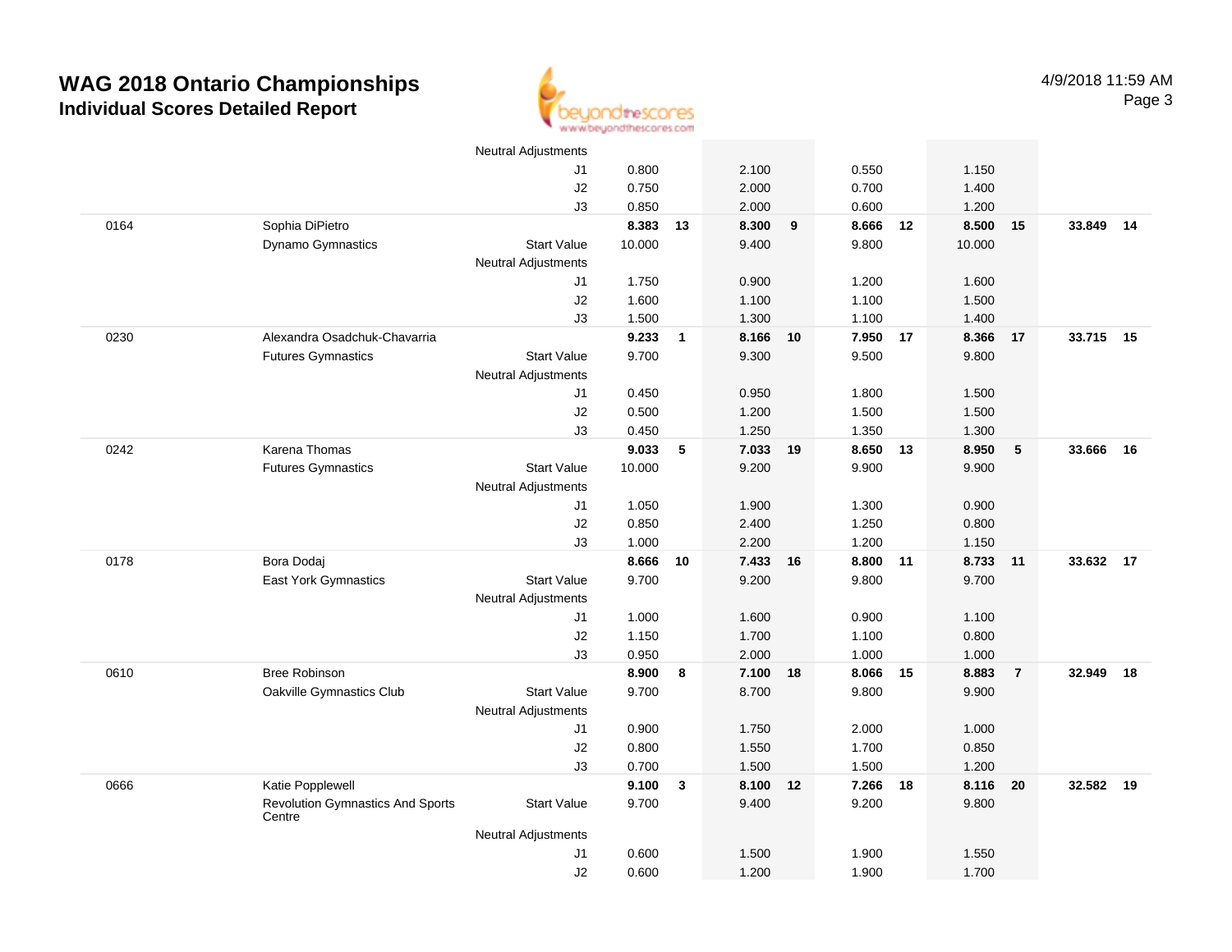# WAG 2018 Ontario Championships
## Individual Scores Detailed Report

4/9/2018 11:59 AM

| | | | | | | | | | | | | |
|---|---|---|---|---|---|---|---|---|---|---|---|---|
| | | Neutral Adjustments | | | | | | | | | | |
| | | J1 | 0.800 | | 2.100 | | 0.550 | | 1.150 | | | |
| | | J2 | 0.750 | | 2.000 | | 0.700 | | 1.400 | | | |
| | | J3 | 0.850 | | 2.000 | | 0.600 | | 1.200 | | | |
| 0164 | Sophia DiPietro | | **8.383** | **13** | **8.300** | **9** | **8.666** | **12** | **8.500** | **15** | **33.849** | **14** |
| | Dynamo Gymnastics | Start Value | 10.000 | | 9.400 | | 9.800 | | 10.000 | | | |
| | | Neutral Adjustments | | | | | | | | | | |
| | | J1 | 1.750 | | 0.900 | | 1.200 | | 1.600 | | | |
| | | J2 | 1.600 | | 1.100 | | 1.100 | | 1.500 | | | |
| | | J3 | 1.500 | | 1.300 | | 1.100 | | 1.400 | | | |
| 0230 | Alexandra Osadchuk-Chavarria | | **9.233** | **1** | **8.166** | **10** | **7.950** | **17** | **8.366** | **17** | **33.715** | **15** |
| | Futures Gymnastics | Start Value | 9.700 | | 9.300 | | 9.500 | | 9.800 | | | |
| | | Neutral Adjustments | | | | | | | | | | |
| | | J1 | 0.450 | | 0.950 | | 1.800 | | 1.500 | | | |
| | | J2 | 0.500 | | 1.200 | | 1.500 | | 1.500 | | | |
| | | J3 | 0.450 | | 1.250 | | 1.350 | | 1.300 | | | |
| 0242 | Karena Thomas | | **9.033** | **5** | **7.033** | **19** | **8.650** | **13** | **8.950** | **5** | **33.666** | **16** |
| | Futures Gymnastics | Start Value | 10.000 | | 9.200 | | 9.900 | | 9.900 | | | |
| | | Neutral Adjustments | | | | | | | | | | |
| | | J1 | 1.050 | | 1.900 | | 1.300 | | 0.900 | | | |
| | | J2 | 0.850 | | 2.400 | | 1.250 | | 0.800 | | | |
| | | J3 | 1.000 | | 2.200 | | 1.200 | | 1.150 | | | |
| 0178 | Bora Dodaj | | **8.666** | **10** | **7.433** | **16** | **8.800** | **11** | **8.733** | **11** | **33.632** | **17** |
| | East York Gymnastics | Start Value | 9.700 | | 9.200 | | 9.800 | | 9.700 | | | |
| | | Neutral Adjustments | | | | | | | | | | |
| | | J1 | 1.000 | | 1.600 | | 0.900 | | 1.100 | | | |
| | | J2 | 1.150 | | 1.700 | | 1.100 | | 0.800 | | | |
| | | J3 | 0.950 | | 2.000 | | 1.000 | | 1.000 | | | |
| 0610 | Bree Robinson | | **8.900** | **8** | **7.100** | **18** | **8.066** | **15** | **8.883** | **7** | **32.949** | **18** |
| | Oakville Gymnastics Club | Start Value | 9.700 | | 8.700 | | 9.800 | | 9.900 | | | |
| | | Neutral Adjustments | | | | | | | | | | |
| | | J1 | 0.900 | | 1.750 | | 2.000 | | 1.000 | | | |
| | | J2 | 0.800 | | 1.550 | | 1.700 | | 0.850 | | | |
| | | J3 | 0.700 | | 1.500 | | 1.500 | | 1.200 | | | |
| 0666 | Katie Popplewell | | **9.100** | **3** | **8.100** | **12** | **7.266** | **18** | **8.116** | **20** | **32.582** | **19** |
| | Revolution Gymnastics And Sports Centre | Start Value | 9.700 | | 9.400 | | 9.200 | | 9.800 | | | |
| | | Neutral Adjustments | | | | | | | | | | |
| | | J1 | 0.600 | | 1.500 | | 1.900 | | 1.550 | | | |
| | | J2 | 0.600 | | 1.200 | | 1.900 | | 1.700 | | | |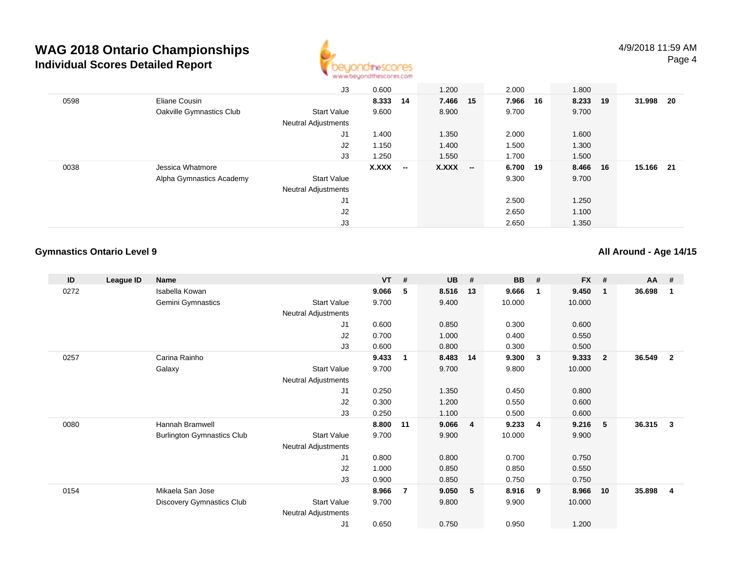# WAG 2018 Ontario Championships

## Individual Scores Detailed Report

4/9/2018 11:59 AM

| ID | League ID | Name | | VT | # | UB | # | BB | # | FX | # | AA | # |
|---|---|---|---|---|---|---|---|---|---|---|---|---|---|
| | | | J3 | 0.600 | | 1.200 | | 2.000 | | 1.800 | | | |
| 0598 | | Eliane Cousin | | **8.333** | **14** | **7.466** | **15** | **7.966** | **16** | **8.233** | **19** | **31.998** | **20** |
| | | Oakville Gymnastics Club | Start Value | 9.600 | | 8.900 | | 9.700 | | 9.700 | | | |
| | | | Neutral Adjustments | | | | | | | | | | |
| | | | J1 | 1.400 | | 1.350 | | 2.000 | | 1.600 | | | |
| | | | J2 | 1.150 | | 1.400 | | 1.500 | | 1.300 | | | |
| | | | J3 | 1.250 | | 1.550 | | 1.700 | | 1.500 | | | |
| 0038 | | Jessica Whatmore | | **X.XXX** | **--** | **X.XXX** | **--** | **6.700** | **19** | **8.466** | **16** | **15.166** | **21** |
| | | Alpha Gymnastics Academy | Start Value | | | | | 9.300 | | 9.700 | | | |
| | | | Neutral Adjustments | | | | | | | | | | |
| | | | J1 | | | | | 2.500 | | 1.250 | | | |
| | | | J2 | | | | | 2.650 | | 1.100 | | | |
| | | | J3 | | | | | 2.650 | | 1.350 | | | |

### Gymnastics Ontario Level 9

**All Around - Age 14/15**

| ID | League ID | Name | | VT | # | UB | # | BB | # | FX | # | AA | # |
|---|---|---|---|---|---|---|---|---|---|---|---|---|---|
| 0272 | | Isabella Kowan | | **9.066** | **5** | **8.516** | **13** | **9.666** | **1** | **9.450** | **1** | **36.698** | **1** |
| | | Gemini Gymnastics | Start Value | 9.700 | | 9.400 | | 10.000 | | 10.000 | | | |
| | | | Neutral Adjustments | | | | | | | | | | |
| | | | J1 | 0.600 | | 0.850 | | 0.300 | | 0.600 | | | |
| | | | J2 | 0.700 | | 1.000 | | 0.400 | | 0.550 | | | |
| | | | J3 | 0.600 | | 0.800 | | 0.300 | | 0.500 | | | |
| 0257 | | Carina Rainho | | **9.433** | **1** | **8.483** | **14** | **9.300** | **3** | **9.333** | **2** | **36.549** | **2** |
| | | Galaxy | Start Value | 9.700 | | 9.700 | | 9.800 | | 10.000 | | | |
| | | | Neutral Adjustments | | | | | | | | | | |
| | | | J1 | 0.250 | | 1.350 | | 0.450 | | 0.800 | | | |
| | | | J2 | 0.300 | | 1.200 | | 0.550 | | 0.600 | | | |
| | | | J3 | 0.250 | | 1.100 | | 0.500 | | 0.600 | | | |
| 0080 | | Hannah Bramwell | | **8.800** | **11** | **9.066** | **4** | **9.233** | **4** | **9.216** | **5** | **36.315** | **3** |
| | | Burlington Gymnastics Club | Start Value | 9.700 | | 9.900 | | 10.000 | | 9.900 | | | |
| | | | Neutral Adjustments | | | | | | | | | | |
| | | | J1 | 0.800 | | 0.800 | | 0.700 | | 0.750 | | | |
| | | | J2 | 1.000 | | 0.850 | | 0.850 | | 0.550 | | | |
| | | | J3 | 0.900 | | 0.850 | | 0.750 | | 0.750 | | | |
| 0154 | | Mikaela San Jose | | **8.966** | **7** | **9.050** | **5** | **8.916** | **9** | **8.966** | **10** | **35.898** | **4** |
| | | Discovery Gymnastics Club | Start Value | 9.700 | | 9.800 | | 9.900 | | 10.000 | | | |
| | | | Neutral Adjustments | | | | | | | | | | |
| | | | J1 | 0.650 | | 0.750 | | 0.950 | | 1.200 | | | |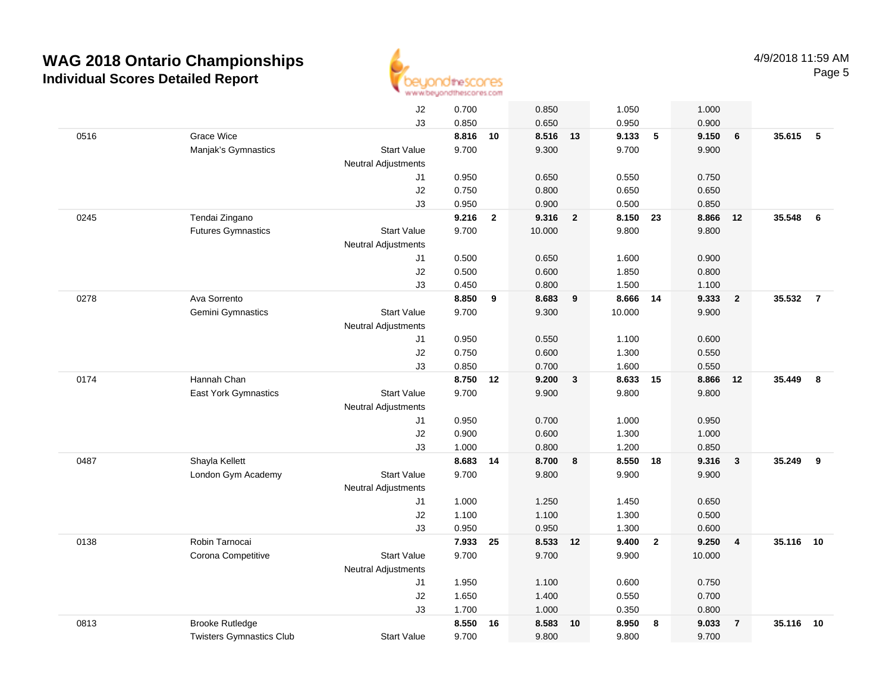# WAG 2018 Ontario Championships

## Individual Scores Detailed Report

4/9/2018 11:59 AM

| # | Name / Club | | Vault | Rank | Bars | Rank | Beam | Rank | Floor | Rank | AA | Rank |
|---|---|---|---|---|---|---|---|---|---|---|---|---|
| | | J2 | 0.700 | | 0.850 | | 1.050 | | 1.000 | | | |
| | | J3 | 0.850 | | 0.650 | | 0.950 | | 0.900 | | | |
| 0516 | Grace Wice | | **8.816** | **10** | **8.516** | **13** | **9.133** | **5** | **9.150** | **6** | **35.615** | **5** |
| | Manjak's Gymnastics | Start Value | 9.700 | | 9.300 | | 9.700 | | 9.900 | | | |
| | | Neutral Adjustments | | | | | | | | | | |
| | | J1 | 0.950 | | 0.650 | | 0.550 | | 0.750 | | | |
| | | J2 | 0.750 | | 0.800 | | 0.650 | | 0.650 | | | |
| | | J3 | 0.950 | | 0.900 | | 0.500 | | 0.850 | | | |
| 0245 | Tendai Zingano | | **9.216** | **2** | **9.316** | **2** | **8.150** | **23** | **8.866** | **12** | **35.548** | **6** |
| | Futures Gymnastics | Start Value | 9.700 | | 10.000 | | 9.800 | | 9.800 | | | |
| | | Neutral Adjustments | | | | | | | | | | |
| | | J1 | 0.500 | | 0.650 | | 1.600 | | 0.900 | | | |
| | | J2 | 0.500 | | 0.600 | | 1.850 | | 0.800 | | | |
| | | J3 | 0.450 | | 0.800 | | 1.500 | | 1.100 | | | |
| 0278 | Ava Sorrento | | **8.850** | **9** | **8.683** | **9** | **8.666** | **14** | **9.333** | **2** | **35.532** | **7** |
| | Gemini Gymnastics | Start Value | 9.700 | | 9.300 | | 10.000 | | 9.900 | | | |
| | | Neutral Adjustments | | | | | | | | | | |
| | | J1 | 0.950 | | 0.550 | | 1.100 | | 0.600 | | | |
| | | J2 | 0.750 | | 0.600 | | 1.300 | | 0.550 | | | |
| | | J3 | 0.850 | | 0.700 | | 1.600 | | 0.550 | | | |
| 0174 | Hannah Chan | | **8.750** | **12** | **9.200** | **3** | **8.633** | **15** | **8.866** | **12** | **35.449** | **8** |
| | East York Gymnastics | Start Value | 9.700 | | 9.900 | | 9.800 | | 9.800 | | | |
| | | Neutral Adjustments | | | | | | | | | | |
| | | J1 | 0.950 | | 0.700 | | 1.000 | | 0.950 | | | |
| | | J2 | 0.900 | | 0.600 | | 1.300 | | 1.000 | | | |
| | | J3 | 1.000 | | 0.800 | | 1.200 | | 0.850 | | | |
| 0487 | Shayla Kellett | | **8.683** | **14** | **8.700** | **8** | **8.550** | **18** | **9.316** | **3** | **35.249** | **9** |
| | London Gym Academy | Start Value | 9.700 | | 9.800 | | 9.900 | | 9.900 | | | |
| | | Neutral Adjustments | | | | | | | | | | |
| | | J1 | 1.000 | | 1.250 | | 1.450 | | 0.650 | | | |
| | | J2 | 1.100 | | 1.100 | | 1.300 | | 0.500 | | | |
| | | J3 | 0.950 | | 0.950 | | 1.300 | | 0.600 | | | |
| 0138 | Robin Tarnocai | | **7.933** | **25** | **8.533** | **12** | **9.400** | **2** | **9.250** | **4** | **35.116** | **10** |
| | Corona Competitive | Start Value | 9.700 | | 9.700 | | 9.900 | | 10.000 | | | |
| | | Neutral Adjustments | | | | | | | | | | |
| | | J1 | 1.950 | | 1.100 | | 0.600 | | 0.750 | | | |
| | | J2 | 1.650 | | 1.400 | | 0.550 | | 0.700 | | | |
| | | J3 | 1.700 | | 1.000 | | 0.350 | | 0.800 | | | |
| 0813 | Brooke Rutledge | | **8.550** | **16** | **8.583** | **10** | **8.950** | **8** | **9.033** | **7** | **35.116** | **10** |
| | Twisters Gymnastics Club | Start Value | 9.700 | | 9.800 | | 9.800 | | 9.700 | | | |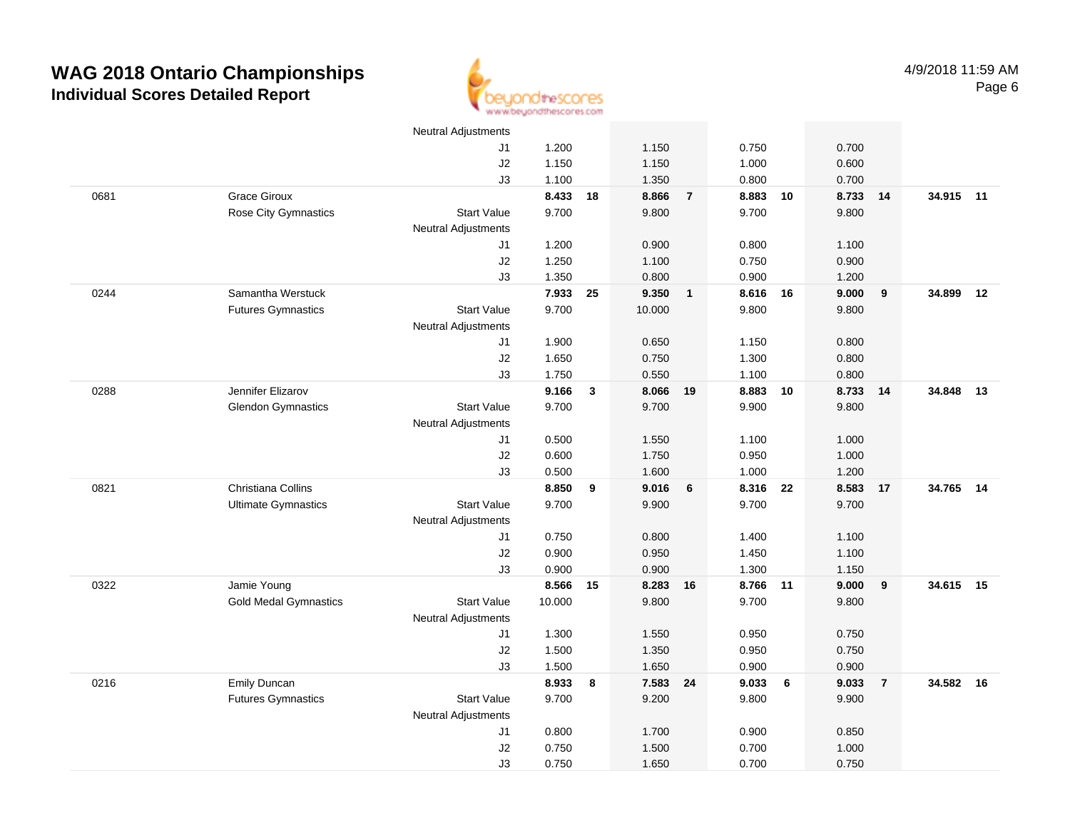# WAG 2018 Ontario Championships
## Individual Scores Detailed Report

4/9/2018 11:59 AM

| # | Name / Club | | Vault | | Bars | | Beam | | Floor | | AA | |
|---|---|---|---|---|---|---|---|---|---|---|---|---|
| | | Neutral Adjustments | | | | | | | | | | |
| | | J1 | 1.200 | | 1.150 | | 0.750 | | 0.700 | | | |
| | | J2 | 1.150 | | 1.150 | | 1.000 | | 0.600 | | | |
| | | J3 | 1.100 | | 1.350 | | 0.800 | | 0.700 | | | |
| 0681 | Grace Giroux | | **8.433** | **18** | **8.866** | **7** | **8.883** | **10** | **8.733** | **14** | **34.915** | **11** |
| | Rose City Gymnastics | Start Value | 9.700 | | 9.800 | | 9.700 | | 9.800 | | | |
| | | Neutral Adjustments | | | | | | | | | | |
| | | J1 | 1.200 | | 0.900 | | 0.800 | | 1.100 | | | |
| | | J2 | 1.250 | | 1.100 | | 0.750 | | 0.900 | | | |
| | | J3 | 1.350 | | 0.800 | | 0.900 | | 1.200 | | | |
| 0244 | Samantha Werstuck | | **7.933** | **25** | **9.350** | **1** | **8.616** | **16** | **9.000** | **9** | **34.899** | **12** |
| | Futures Gymnastics | Start Value | 9.700 | | 10.000 | | 9.800 | | 9.800 | | | |
| | | Neutral Adjustments | | | | | | | | | | |
| | | J1 | 1.900 | | 0.650 | | 1.150 | | 0.800 | | | |
| | | J2 | 1.650 | | 0.750 | | 1.300 | | 0.800 | | | |
| | | J3 | 1.750 | | 0.550 | | 1.100 | | 0.800 | | | |
| 0288 | Jennifer Elizarov | | **9.166** | **3** | **8.066** | **19** | **8.883** | **10** | **8.733** | **14** | **34.848** | **13** |
| | Glendon Gymnastics | Start Value | 9.700 | | 9.700 | | 9.900 | | 9.800 | | | |
| | | Neutral Adjustments | | | | | | | | | | |
| | | J1 | 0.500 | | 1.550 | | 1.100 | | 1.000 | | | |
| | | J2 | 0.600 | | 1.750 | | 0.950 | | 1.000 | | | |
| | | J3 | 0.500 | | 1.600 | | 1.000 | | 1.200 | | | |
| 0821 | Christiana Collins | | **8.850** | **9** | **9.016** | **6** | **8.316** | **22** | **8.583** | **17** | **34.765** | **14** |
| | Ultimate Gymnastics | Start Value | 9.700 | | 9.900 | | 9.700 | | 9.700 | | | |
| | | Neutral Adjustments | | | | | | | | | | |
| | | J1 | 0.750 | | 0.800 | | 1.400 | | 1.100 | | | |
| | | J2 | 0.900 | | 0.950 | | 1.450 | | 1.100 | | | |
| | | J3 | 0.900 | | 0.900 | | 1.300 | | 1.150 | | | |
| 0322 | Jamie Young | | **8.566** | **15** | **8.283** | **16** | **8.766** | **11** | **9.000** | **9** | **34.615** | **15** |
| | Gold Medal Gymnastics | Start Value | 10.000 | | 9.800 | | 9.700 | | 9.800 | | | |
| | | Neutral Adjustments | | | | | | | | | | |
| | | J1 | 1.300 | | 1.550 | | 0.950 | | 0.750 | | | |
| | | J2 | 1.500 | | 1.350 | | 0.950 | | 0.750 | | | |
| | | J3 | 1.500 | | 1.650 | | 0.900 | | 0.900 | | | |
| 0216 | Emily Duncan | | **8.933** | **8** | **7.583** | **24** | **9.033** | **6** | **9.033** | **7** | **34.582** | **16** |
| | Futures Gymnastics | Start Value | 9.700 | | 9.200 | | 9.800 | | 9.900 | | | |
| | | Neutral Adjustments | | | | | | | | | | |
| | | J1 | 0.800 | | 1.700 | | 0.900 | | 0.850 | | | |
| | | J2 | 0.750 | | 1.500 | | 0.700 | | 1.000 | | | |
| | | J3 | 0.750 | | 1.650 | | 0.700 | | 0.750 | | | |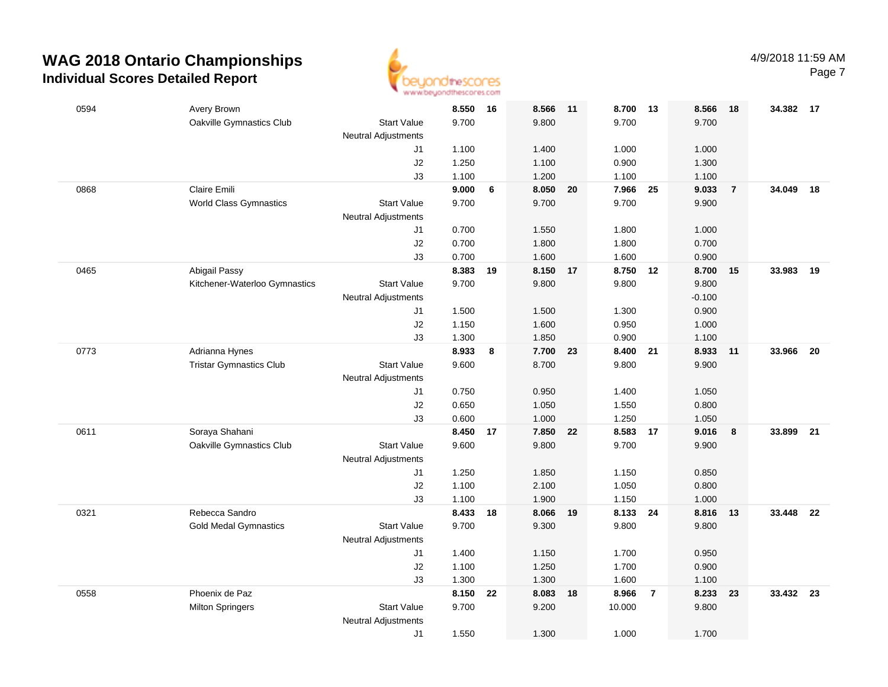# WAG 2018 Ontario Championships

## Individual Scores Detailed Report

4/9/2018 11:59 AM

| # | Name / Club | | Vault | Rank | Bars | Rank | Beam | Rank | Floor | Rank | AA | Rank |
|---|---|---|---|---|---|---|---|---|---|---|---|---|
| 0594 | Avery Brown | | **8.550** | **16** | **8.566** | **11** | **8.700** | **13** | **8.566** | **18** | **34.382** | **17** |
| | Oakville Gymnastics Club | Start Value | 9.700 | | 9.800 | | 9.700 | | 9.700 | | | |
| | | Neutral Adjustments | | | | | | | | | | |
| | | J1 | 1.100 | | 1.400 | | 1.000 | | 1.000 | | | |
| | | J2 | 1.250 | | 1.100 | | 0.900 | | 1.300 | | | |
| | | J3 | 1.100 | | 1.200 | | 1.100 | | 1.100 | | | |
| 0868 | Claire Emili | | **9.000** | **6** | **8.050** | **20** | **7.966** | **25** | **9.033** | **7** | **34.049** | **18** |
| | World Class Gymnastics | Start Value | 9.700 | | 9.700 | | 9.700 | | 9.900 | | | |
| | | Neutral Adjustments | | | | | | | | | | |
| | | J1 | 0.700 | | 1.550 | | 1.800 | | 1.000 | | | |
| | | J2 | 0.700 | | 1.800 | | 1.800 | | 0.700 | | | |
| | | J3 | 0.700 | | 1.600 | | 1.600 | | 0.900 | | | |
| 0465 | Abigail Passy | | **8.383** | **19** | **8.150** | **17** | **8.750** | **12** | **8.700** | **15** | **33.983** | **19** |
| | Kitchener-Waterloo Gymnastics | Start Value | 9.700 | | 9.800 | | 9.800 | | 9.800 | | | |
| | | Neutral Adjustments | | | | | | | -0.100 | | | |
| | | J1 | 1.500 | | 1.500 | | 1.300 | | 0.900 | | | |
| | | J2 | 1.150 | | 1.600 | | 0.950 | | 1.000 | | | |
| | | J3 | 1.300 | | 1.850 | | 0.900 | | 1.100 | | | |
| 0773 | Adrianna Hynes | | **8.933** | **8** | **7.700** | **23** | **8.400** | **21** | **8.933** | **11** | **33.966** | **20** |
| | Tristar Gymnastics Club | Start Value | 9.600 | | 8.700 | | 9.800 | | 9.900 | | | |
| | | Neutral Adjustments | | | | | | | | | | |
| | | J1 | 0.750 | | 0.950 | | 1.400 | | 1.050 | | | |
| | | J2 | 0.650 | | 1.050 | | 1.550 | | 0.800 | | | |
| | | J3 | 0.600 | | 1.000 | | 1.250 | | 1.050 | | | |
| 0611 | Soraya Shahani | | **8.450** | **17** | **7.850** | **22** | **8.583** | **17** | **9.016** | **8** | **33.899** | **21** |
| | Oakville Gymnastics Club | Start Value | 9.600 | | 9.800 | | 9.700 | | 9.900 | | | |
| | | Neutral Adjustments | | | | | | | | | | |
| | | J1 | 1.250 | | 1.850 | | 1.150 | | 0.850 | | | |
| | | J2 | 1.100 | | 2.100 | | 1.050 | | 0.800 | | | |
| | | J3 | 1.100 | | 1.900 | | 1.150 | | 1.000 | | | |
| 0321 | Rebecca Sandro | | **8.433** | **18** | **8.066** | **19** | **8.133** | **24** | **8.816** | **13** | **33.448** | **22** |
| | Gold Medal Gymnastics | Start Value | 9.700 | | 9.300 | | 9.800 | | 9.800 | | | |
| | | Neutral Adjustments | | | | | | | | | | |
| | | J1 | 1.400 | | 1.150 | | 1.700 | | 0.950 | | | |
| | | J2 | 1.100 | | 1.250 | | 1.700 | | 0.900 | | | |
| | | J3 | 1.300 | | 1.300 | | 1.600 | | 1.100 | | | |
| 0558 | Phoenix de Paz | | **8.150** | **22** | **8.083** | **18** | **8.966** | **7** | **8.233** | **23** | **33.432** | **23** |
| | Milton Springers | Start Value | 9.700 | | 9.200 | | 10.000 | | 9.800 | | | |
| | | Neutral Adjustments | | | | | | | | | | |
| | | J1 | 1.550 | | 1.300 | | 1.000 | | 1.700 | | | |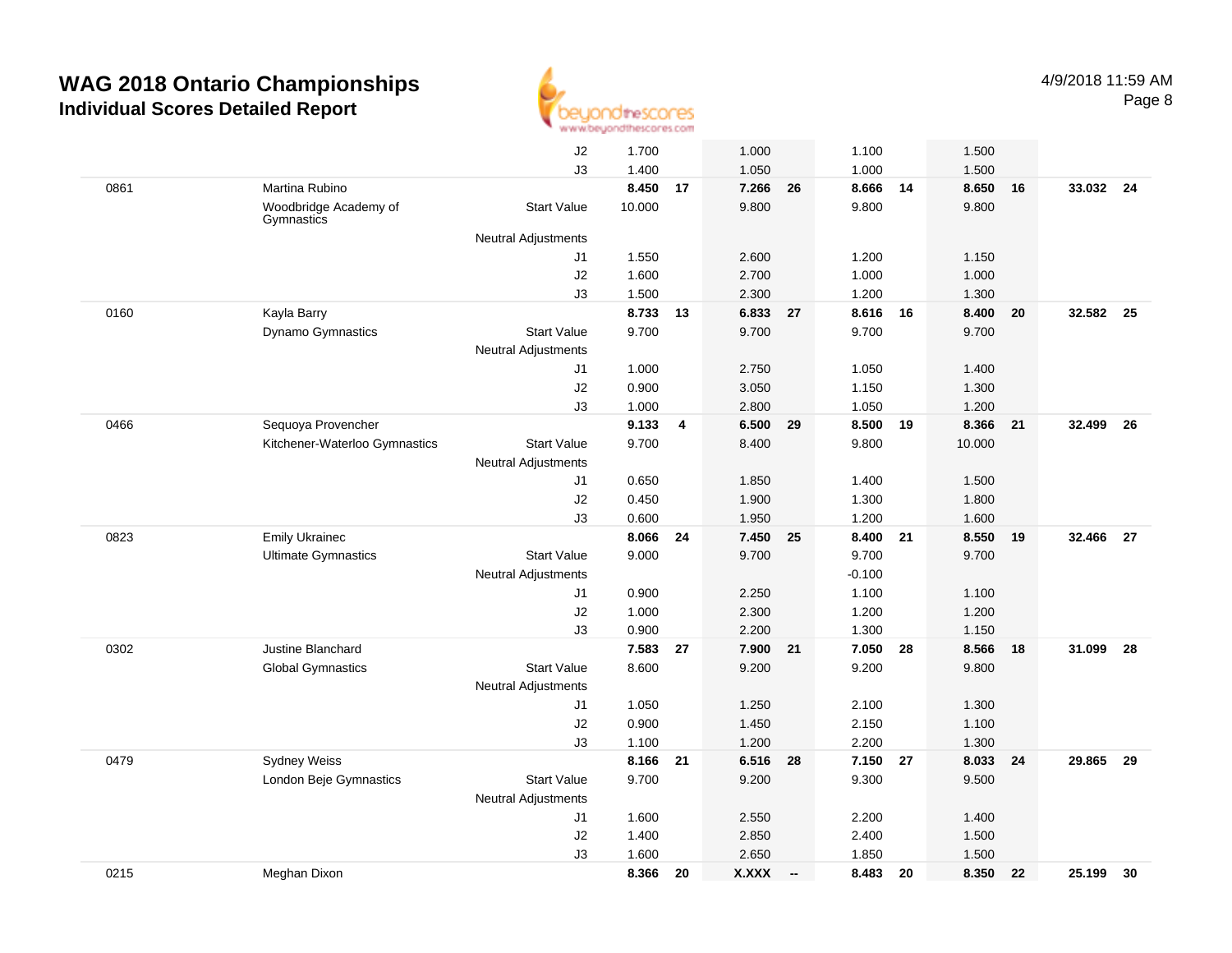# WAG 2018 Ontario Championships
## Individual Scores Detailed Report

4/9/2018 11:59 AM

| # | Name / Club | | Vault | Rank | Bars | Rank | Beam | Rank | Floor | Rank | AA | Rank |
|---|---|---|---|---|---|---|---|---|---|---|---|---|
| | | J2 | 1.700 | | 1.000 | | 1.100 | | 1.500 | | | |
| | | J3 | 1.400 | | 1.050 | | 1.000 | | 1.500 | | | |
| 0861 | Martina Rubino | | **8.450** | **17** | **7.266** | **26** | **8.666** | **14** | **8.650** | **16** | **33.032** | **24** |
| | Woodbridge Academy of Gymnastics | Start Value | 10.000 | | 9.800 | | 9.800 | | 9.800 | | | |
| | | Neutral Adjustments | | | | | | | | | | |
| | | J1 | 1.550 | | 2.600 | | 1.200 | | 1.150 | | | |
| | | J2 | 1.600 | | 2.700 | | 1.000 | | 1.000 | | | |
| | | J3 | 1.500 | | 2.300 | | 1.200 | | 1.300 | | | |
| 0160 | Kayla Barry | | **8.733** | **13** | **6.833** | **27** | **8.616** | **16** | **8.400** | **20** | **32.582** | **25** |
| | Dynamo Gymnastics | Start Value | 9.700 | | 9.700 | | 9.700 | | 9.700 | | | |
| | | Neutral Adjustments | | | | | | | | | | |
| | | J1 | 1.000 | | 2.750 | | 1.050 | | 1.400 | | | |
| | | J2 | 0.900 | | 3.050 | | 1.150 | | 1.300 | | | |
| | | J3 | 1.000 | | 2.800 | | 1.050 | | 1.200 | | | |
| 0466 | Sequoya Provencher | | **9.133** | **4** | **6.500** | **29** | **8.500** | **19** | **8.366** | **21** | **32.499** | **26** |
| | Kitchener-Waterloo Gymnastics | Start Value | 9.700 | | 8.400 | | 9.800 | | 10.000 | | | |
| | | Neutral Adjustments | | | | | | | | | | |
| | | J1 | 0.650 | | 1.850 | | 1.400 | | 1.500 | | | |
| | | J2 | 0.450 | | 1.900 | | 1.300 | | 1.800 | | | |
| | | J3 | 0.600 | | 1.950 | | 1.200 | | 1.600 | | | |
| 0823 | Emily Ukrainec | | **8.066** | **24** | **7.450** | **25** | **8.400** | **21** | **8.550** | **19** | **32.466** | **27** |
| | Ultimate Gymnastics | Start Value | 9.000 | | 9.700 | | 9.700 | | 9.700 | | | |
| | | Neutral Adjustments | | | | | -0.100 | | | | | |
| | | J1 | 0.900 | | 2.250 | | 1.100 | | 1.100 | | | |
| | | J2 | 1.000 | | 2.300 | | 1.200 | | 1.200 | | | |
| | | J3 | 0.900 | | 2.200 | | 1.300 | | 1.150 | | | |
| 0302 | Justine Blanchard | | **7.583** | **27** | **7.900** | **21** | **7.050** | **28** | **8.566** | **18** | **31.099** | **28** |
| | Global Gymnastics | Start Value | 8.600 | | 9.200 | | 9.200 | | 9.800 | | | |
| | | Neutral Adjustments | | | | | | | | | | |
| | | J1 | 1.050 | | 1.250 | | 2.100 | | 1.300 | | | |
| | | J2 | 0.900 | | 1.450 | | 2.150 | | 1.100 | | | |
| | | J3 | 1.100 | | 1.200 | | 2.200 | | 1.300 | | | |
| 0479 | Sydney Weiss | | **8.166** | **21** | **6.516** | **28** | **7.150** | **27** | **8.033** | **24** | **29.865** | **29** |
| | London Beje Gymnastics | Start Value | 9.700 | | 9.200 | | 9.300 | | 9.500 | | | |
| | | Neutral Adjustments | | | | | | | | | | |
| | | J1 | 1.600 | | 2.550 | | 2.200 | | 1.400 | | | |
| | | J2 | 1.400 | | 2.850 | | 2.400 | | 1.500 | | | |
| | | J3 | 1.600 | | 2.650 | | 1.850 | | 1.500 | | | |
| 0215 | Meghan Dixon | | **8.366** | **20** | **X.XXX** | **--** | **8.483** | **20** | **8.350** | **22** | **25.199** | **30** |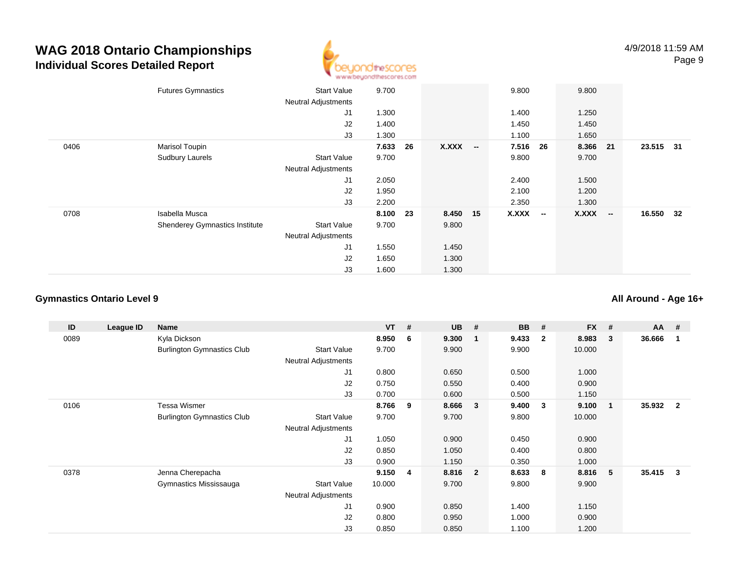# WAG 2018 Ontario Championships

## Individual Scores Detailed Report

| ID | League ID | Name | | VT | # | UB | # | BB | # | FX | # | AA | # |
|---|---|---|---|---|---|---|---|---|---|---|---|---|---|
| | | Futures Gymnastics | Start Value | 9.700 | | | | 9.800 | | 9.800 | | | |
| | | | Neutral Adjustments | | | | | | | | | | |
| | | | J1 | 1.300 | | | | 1.400 | | 1.250 | | | |
| | | | J2 | 1.400 | | | | 1.450 | | 1.450 | | | |
| | | | J3 | 1.300 | | | | 1.100 | | 1.650 | | | |
| 0406 | | Marisol Toupin | | **7.633** | **26** | **X.XXX** | **--** | **7.516** | **26** | **8.366** | **21** | **23.515** | **31** |
| | | Sudbury Laurels | Start Value | 9.700 | | | | 9.800 | | 9.700 | | | |
| | | | Neutral Adjustments | | | | | | | | | | |
| | | | J1 | 2.050 | | | | 2.400 | | 1.500 | | | |
| | | | J2 | 1.950 | | | | 2.100 | | 1.200 | | | |
| | | | J3 | 2.200 | | | | 2.350 | | 1.300 | | | |
| 0708 | | Isabella Musca | | **8.100** | **23** | **8.450** | **15** | **X.XXX** | **--** | **X.XXX** | **--** | **16.550** | **32** |
| | | Shenderey Gymnastics Institute | Start Value | 9.700 | | 9.800 | | | | | | | |
| | | | Neutral Adjustments | | | | | | | | | | |
| | | | J1 | 1.550 | | 1.450 | | | | | | | |
| | | | J2 | 1.650 | | 1.300 | | | | | | | |
| | | | J3 | 1.600 | | 1.300 | | | | | | | |

### Gymnastics Ontario Level 9

### All Around - Age 16+

| ID | League ID | Name | | VT | # | UB | # | BB | # | FX | # | AA | # |
|---|---|---|---|---|---|---|---|---|---|---|---|---|---|
| 0089 | | Kyla Dickson | | **8.950** | **6** | **9.300** | **1** | **9.433** | **2** | **8.983** | **3** | **36.666** | **1** |
| | | Burlington Gymnastics Club | Start Value | 9.700 | | 9.900 | | 9.900 | | 10.000 | | | |
| | | | Neutral Adjustments | | | | | | | | | | |
| | | | J1 | 0.800 | | 0.650 | | 0.500 | | 1.000 | | | |
| | | | J2 | 0.750 | | 0.550 | | 0.400 | | 0.900 | | | |
| | | | J3 | 0.700 | | 0.600 | | 0.500 | | 1.150 | | | |
| 0106 | | Tessa Wismer | | **8.766** | **9** | **8.666** | **3** | **9.400** | **3** | **9.100** | **1** | **35.932** | **2** |
| | | Burlington Gymnastics Club | Start Value | 9.700 | | 9.700 | | 9.800 | | 10.000 | | | |
| | | | Neutral Adjustments | | | | | | | | | | |
| | | | J1 | 1.050 | | 0.900 | | 0.450 | | 0.900 | | | |
| | | | J2 | 0.850 | | 1.050 | | 0.400 | | 0.800 | | | |
| | | | J3 | 0.900 | | 1.150 | | 0.350 | | 1.000 | | | |
| 0378 | | Jenna Cherepacha | | **9.150** | **4** | **8.816** | **2** | **8.633** | **8** | **8.816** | **5** | **35.415** | **3** |
| | | Gymnastics Mississauga | Start Value | 10.000 | | 9.700 | | 9.800 | | 9.900 | | | |
| | | | Neutral Adjustments | | | | | | | | | | |
| | | | J1 | 0.900 | | 0.850 | | 1.400 | | 1.150 | | | |
| | | | J2 | 0.800 | | 0.950 | | 1.000 | | 0.900 | | | |
| | | | J3 | 0.850 | | 0.850 | | 1.100 | | 1.200 | | | |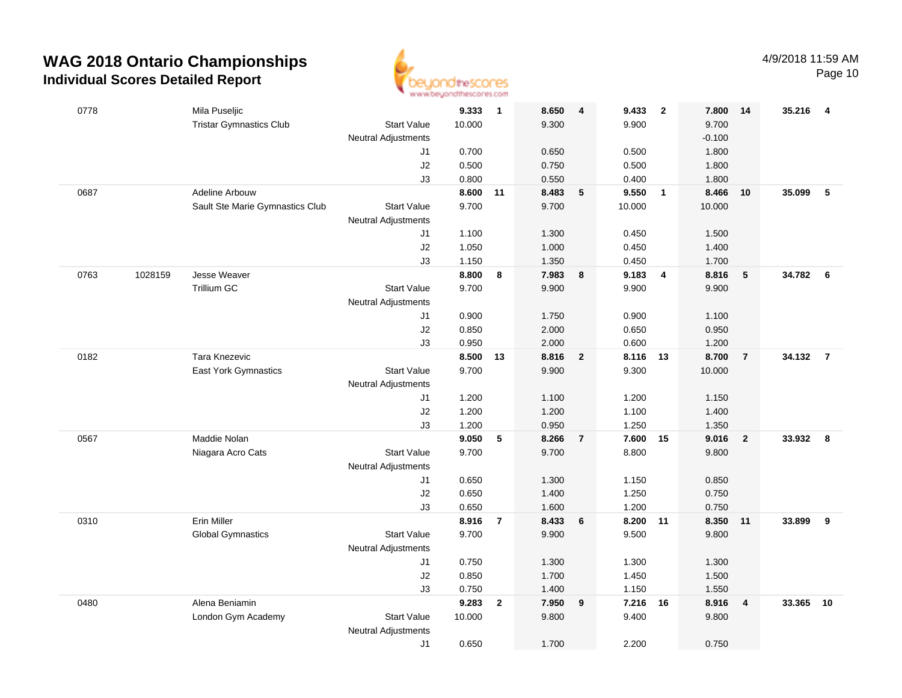# WAG 2018 Ontario Championships

## Individual Scores Detailed Report

4/9/2018 11:59 AM

| | | | | Vault | Rank | Bars | Rank | Beam | Rank | Floor | Rank | AA | Rank |
|---|---|---|---|---|---|---|---|---|---|---|---|---|---|
| 0778 | | Mila Puseljic | | 9.333 | 1 | 8.650 | 4 | 9.433 | 2 | 7.800 | 14 | 35.216 | 4 |
| | | Tristar Gymnastics Club | Start Value | 10.000 | | 9.300 | | 9.900 | | 9.700 | | | |
| | | | Neutral Adjustments | | | | | | | -0.100 | | | |
| | | | J1 | 0.700 | | 0.650 | | 0.500 | | 1.800 | | | |
| | | | J2 | 0.500 | | 0.750 | | 0.500 | | 1.800 | | | |
| | | | J3 | 0.800 | | 0.550 | | 0.400 | | 1.800 | | | |
| 0687 | | Adeline Arbouw | | 8.600 | 11 | 8.483 | 5 | 9.550 | 1 | 8.466 | 10 | 35.099 | 5 |
| | | Sault Ste Marie Gymnastics Club | Start Value | 9.700 | | 9.700 | | 10.000 | | 10.000 | | | |
| | | | Neutral Adjustments | | | | | | | | | | |
| | | | J1 | 1.100 | | 1.300 | | 0.450 | | 1.500 | | | |
| | | | J2 | 1.050 | | 1.000 | | 0.450 | | 1.400 | | | |
| | | | J3 | 1.150 | | 1.350 | | 0.450 | | 1.700 | | | |
| 0763 | 1028159 | Jesse Weaver | | 8.800 | 8 | 7.983 | 8 | 9.183 | 4 | 8.816 | 5 | 34.782 | 6 |
| | | Trillium GC | Start Value | 9.700 | | 9.900 | | 9.900 | | 9.900 | | | |
| | | | Neutral Adjustments | | | | | | | | | | |
| | | | J1 | 0.900 | | 1.750 | | 0.900 | | 1.100 | | | |
| | | | J2 | 0.850 | | 2.000 | | 0.650 | | 0.950 | | | |
| | | | J3 | 0.950 | | 2.000 | | 0.600 | | 1.200 | | | |
| 0182 | | Tara Knezevic | | 8.500 | 13 | 8.816 | 2 | 8.116 | 13 | 8.700 | 7 | 34.132 | 7 |
| | | East York Gymnastics | Start Value | 9.700 | | 9.900 | | 9.300 | | 10.000 | | | |
| | | | Neutral Adjustments | | | | | | | | | | |
| | | | J1 | 1.200 | | 1.100 | | 1.200 | | 1.150 | | | |
| | | | J2 | 1.200 | | 1.200 | | 1.100 | | 1.400 | | | |
| | | | J3 | 1.200 | | 0.950 | | 1.250 | | 1.350 | | | |
| 0567 | | Maddie Nolan | | 9.050 | 5 | 8.266 | 7 | 7.600 | 15 | 9.016 | 2 | 33.932 | 8 |
| | | Niagara Acro Cats | Start Value | 9.700 | | 9.700 | | 8.800 | | 9.800 | | | |
| | | | Neutral Adjustments | | | | | | | | | | |
| | | | J1 | 0.650 | | 1.300 | | 1.150 | | 0.850 | | | |
| | | | J2 | 0.650 | | 1.400 | | 1.250 | | 0.750 | | | |
| | | | J3 | 0.650 | | 1.600 | | 1.200 | | 0.750 | | | |
| 0310 | | Erin Miller | | 8.916 | 7 | 8.433 | 6 | 8.200 | 11 | 8.350 | 11 | 33.899 | 9 |
| | | Global Gymnastics | Start Value | 9.700 | | 9.900 | | 9.500 | | 9.800 | | | |
| | | | Neutral Adjustments | | | | | | | | | | |
| | | | J1 | 0.750 | | 1.300 | | 1.300 | | 1.300 | | | |
| | | | J2 | 0.850 | | 1.700 | | 1.450 | | 1.500 | | | |
| | | | J3 | 0.750 | | 1.400 | | 1.150 | | 1.550 | | | |
| 0480 | | Alena Beniamin | | 9.283 | 2 | 7.950 | 9 | 7.216 | 16 | 8.916 | 4 | 33.365 | 10 |
| | | London Gym Academy | Start Value | 10.000 | | 9.800 | | 9.400 | | 9.800 | | | |
| | | | Neutral Adjustments | | | | | | | | | | |
| | | | J1 | 0.650 | | 1.700 | | 2.200 | | 0.750 | | | |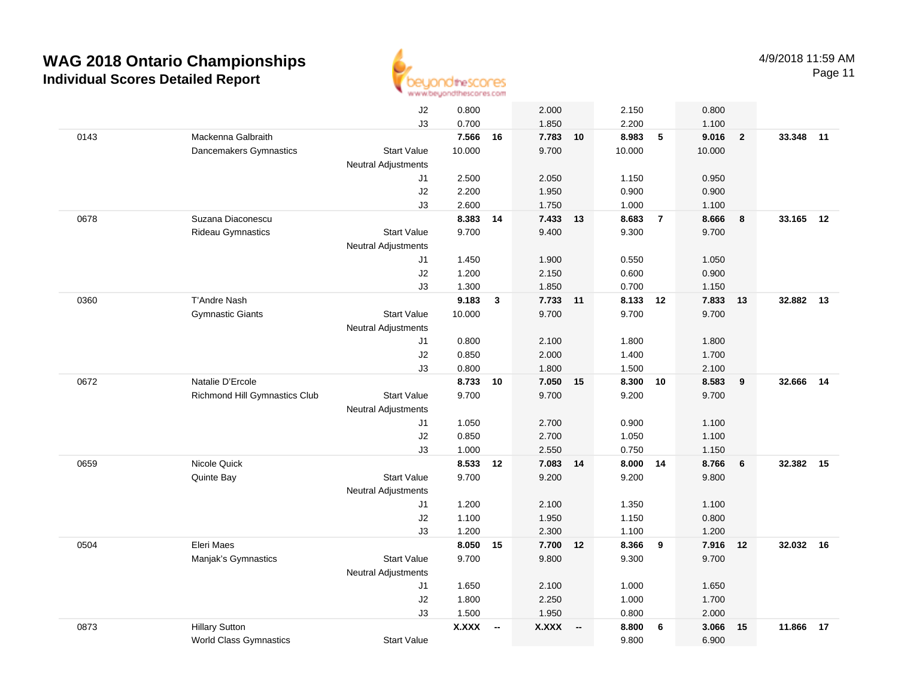# WAG 2018 Ontario Championships

## Individual Scores Detailed Report

4/9/2018 11:59 AM

| | | | Vault | | Bars | | Beam | | Floor | | AA | |
|---|---|---|---|---|---|---|---|---|---|---|---|---|
| | | J2 | 0.800 | | 2.000 | | 2.150 | | 0.800 | | | |
| | | J3 | 0.700 | | 1.850 | | 2.200 | | 1.100 | | | |
| 0143 | Mackenna Galbraith | | **7.566** | **16** | **7.783** | **10** | **8.983** | **5** | **9.016** | **2** | **33.348** | **11** |
| | Dancemakers Gymnastics | Start Value | 10.000 | | 9.700 | | 10.000 | | 10.000 | | | |
| | | Neutral Adjustments | | | | | | | | | | |
| | | J1 | 2.500 | | 2.050 | | 1.150 | | 0.950 | | | |
| | | J2 | 2.200 | | 1.950 | | 0.900 | | 0.900 | | | |
| | | J3 | 2.600 | | 1.750 | | 1.000 | | 1.100 | | | |
| 0678 | Suzana Diaconescu | | **8.383** | **14** | **7.433** | **13** | **8.683** | **7** | **8.666** | **8** | **33.165** | **12** |
| | Rideau Gymnastics | Start Value | 9.700 | | 9.400 | | 9.300 | | 9.700 | | | |
| | | Neutral Adjustments | | | | | | | | | | |
| | | J1 | 1.450 | | 1.900 | | 0.550 | | 1.050 | | | |
| | | J2 | 1.200 | | 2.150 | | 0.600 | | 0.900 | | | |
| | | J3 | 1.300 | | 1.850 | | 0.700 | | 1.150 | | | |
| 0360 | T'Andre Nash | | **9.183** | **3** | **7.733** | **11** | **8.133** | **12** | **7.833** | **13** | **32.882** | **13** |
| | Gymnastic Giants | Start Value | 10.000 | | 9.700 | | 9.700 | | 9.700 | | | |
| | | Neutral Adjustments | | | | | | | | | | |
| | | J1 | 0.800 | | 2.100 | | 1.800 | | 1.800 | | | |
| | | J2 | 0.850 | | 2.000 | | 1.400 | | 1.700 | | | |
| | | J3 | 0.800 | | 1.800 | | 1.500 | | 2.100 | | | |
| 0672 | Natalie D'Ercole | | **8.733** | **10** | **7.050** | **15** | **8.300** | **10** | **8.583** | **9** | **32.666** | **14** |
| | Richmond Hill Gymnastics Club | Start Value | 9.700 | | 9.700 | | 9.200 | | 9.700 | | | |
| | | Neutral Adjustments | | | | | | | | | | |
| | | J1 | 1.050 | | 2.700 | | 0.900 | | 1.100 | | | |
| | | J2 | 0.850 | | 2.700 | | 1.050 | | 1.100 | | | |
| | | J3 | 1.000 | | 2.550 | | 0.750 | | 1.150 | | | |
| 0659 | Nicole Quick | | **8.533** | **12** | **7.083** | **14** | **8.000** | **14** | **8.766** | **6** | **32.382** | **15** |
| | Quinte Bay | Start Value | 9.700 | | 9.200 | | 9.200 | | 9.800 | | | |
| | | Neutral Adjustments | | | | | | | | | | |
| | | J1 | 1.200 | | 2.100 | | 1.350 | | 1.100 | | | |
| | | J2 | 1.100 | | 1.950 | | 1.150 | | 0.800 | | | |
| | | J3 | 1.200 | | 2.300 | | 1.100 | | 1.200 | | | |
| 0504 | Eleri Maes | | **8.050** | **15** | **7.700** | **12** | **8.366** | **9** | **7.916** | **12** | **32.032** | **16** |
| | Manjak's Gymnastics | Start Value | 9.700 | | 9.800 | | 9.300 | | 9.700 | | | |
| | | Neutral Adjustments | | | | | | | | | | |
| | | J1 | 1.650 | | 2.100 | | 1.000 | | 1.650 | | | |
| | | J2 | 1.800 | | 2.250 | | 1.000 | | 1.700 | | | |
| | | J3 | 1.500 | | 1.950 | | 0.800 | | 2.000 | | | |
| 0873 | Hillary Sutton | | **X.XXX** | **--** | **X.XXX** | **--** | **8.800** | **6** | **3.066** | **15** | **11.866** | **17** |
| | World Class Gymnastics | Start Value | | | | | 9.800 | | 6.900 | | | |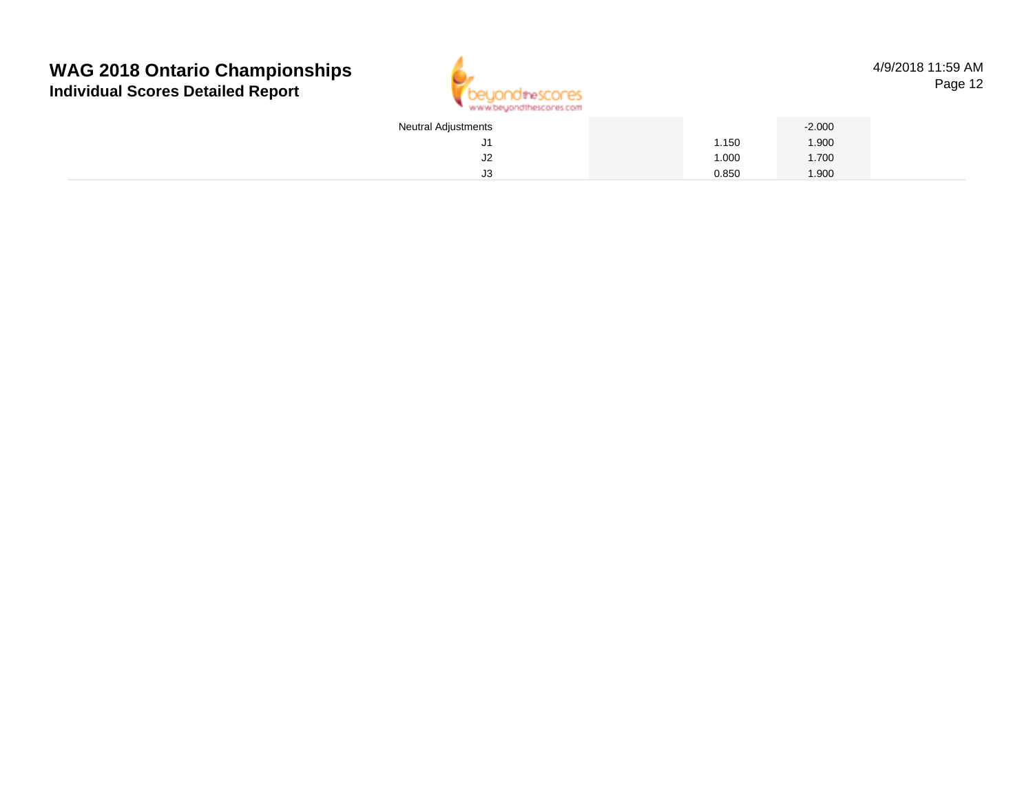| | | | |
|---|---|---|---|
| Neutral Adjustments | | | -2.000 |
| J1 | | 1.150 | 1.900 |
| J2 | | 1.000 | 1.700 |
| J3 | | 0.850 | 1.900 |